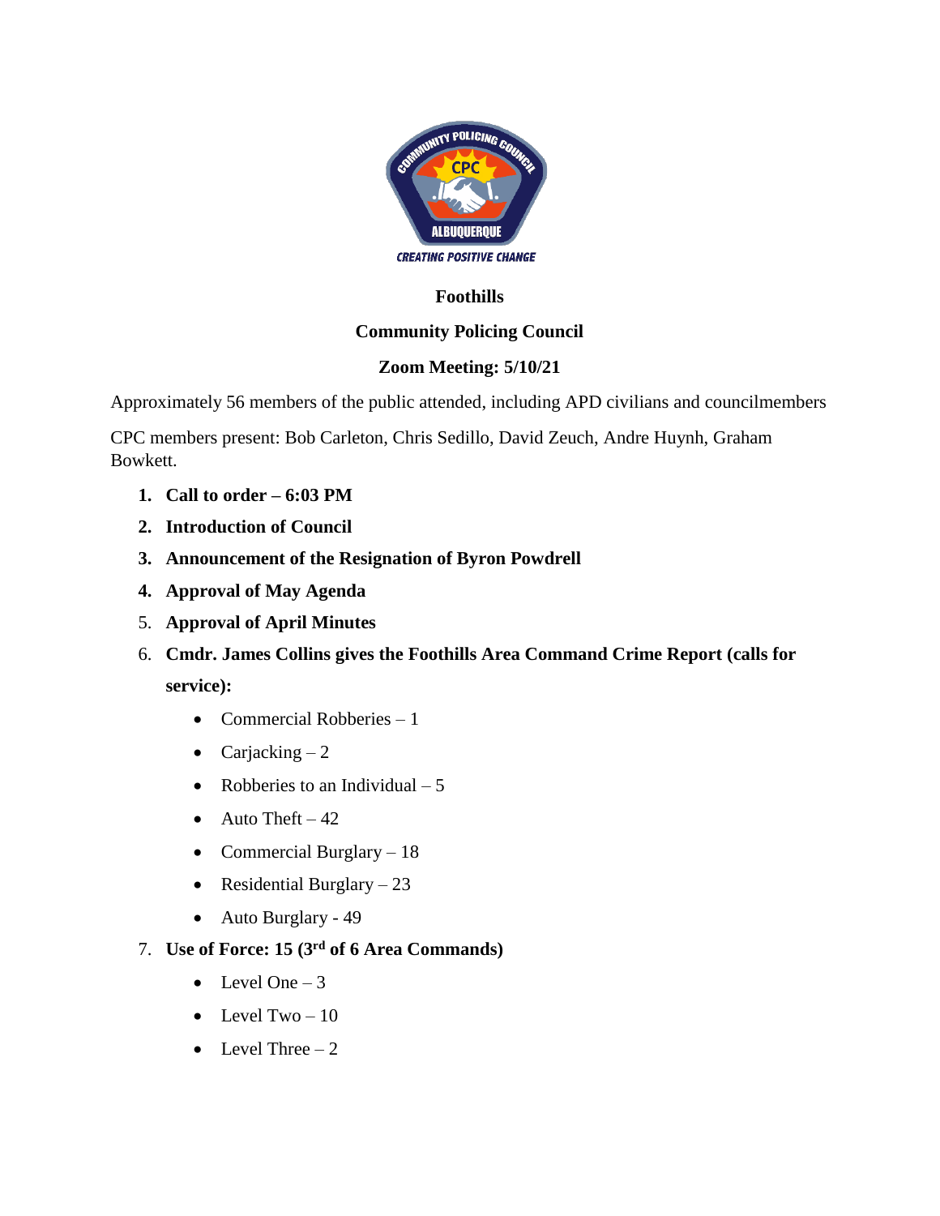**Foothills**

**Community Policing Council**

**Zoom Meeting: 5/10/21**

Approximately 56 members of the public attended, including APD civilians and councilmembers

CPC members present: Bob Carleton, Chris Sedillo, David Zeuch, Andre Huynh, Graham Bowkett.

1. **Call to order – 6:03 PM**
2. **Introduction of Council**
3. **Announcement of the Resignation of Byron Powdrell**
4. **Approval of May Agenda**
5. **Approval of April Minutes**
6. **Cmdr. James Collins gives the Foothills Area Command Crime Report (calls for service):**
   - Commercial Robberies – 1
   - Carjacking – 2
   - Robberies to an Individual – 5
   - Auto Theft – 42
   - Commercial Burglary – 18
   - Residential Burglary – 23
   - Auto Burglary - 49
7. **Use of Force: 15 (3rd of 6 Area Commands)**
   - Level One – 3
   - Level Two – 10
   - Level Three – 2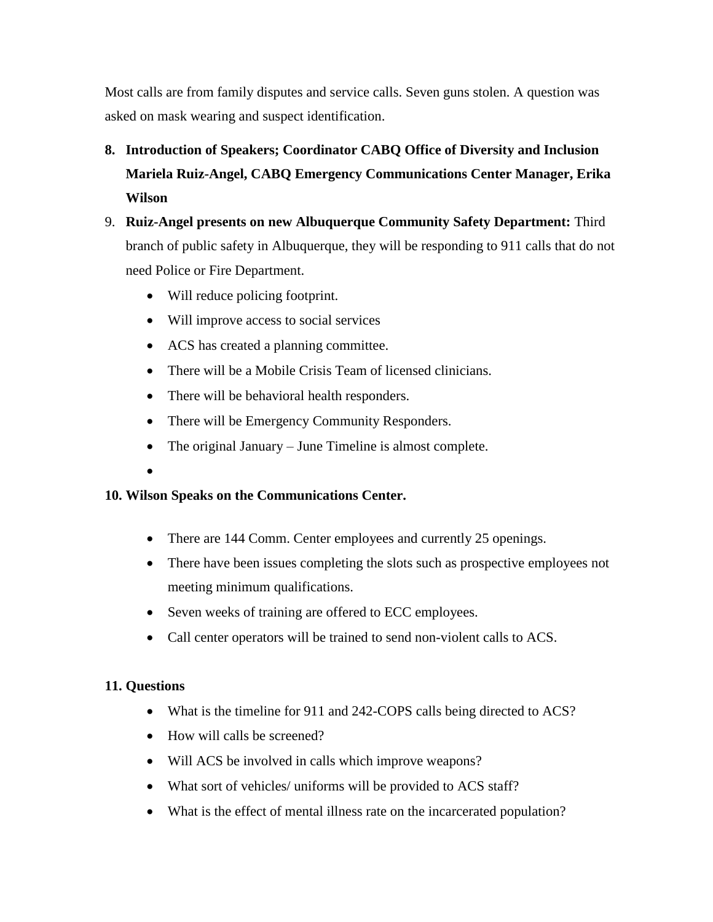Most calls are from family disputes and service calls. Seven guns stolen. A question was asked on mask wearing and suspect identification.

8. **Introduction of Speakers; Coordinator CABQ Office of Diversity and Inclusion Mariela Ruiz-Angel, CABQ Emergency Communications Center Manager, Erika Wilson**
9. **Ruiz-Angel presents on new Albuquerque Community Safety Department:** Third branch of public safety in Albuquerque, they will be responding to 911 calls that do not need Police or Fire Department.
   - Will reduce policing footprint.
   - Will improve access to social services
   - ACS has created a planning committee.
   - There will be a Mobile Crisis Team of licensed clinicians.
   - There will be behavioral health responders.
   - There will be Emergency Community Responders.
   - The original January – June Timeline is almost complete.
   -

**10. Wilson Speaks on the Communications Center.**

- There are 144 Comm. Center employees and currently 25 openings.
- There have been issues completing the slots such as prospective employees not meeting minimum qualifications.
- Seven weeks of training are offered to ECC employees.
- Call center operators will be trained to send non-violent calls to ACS.

**11. Questions**

- What is the timeline for 911 and 242-COPS calls being directed to ACS?
- How will calls be screened?
- Will ACS be involved in calls which improve weapons?
- What sort of vehicles/ uniforms will be provided to ACS staff?
- What is the effect of mental illness rate on the incarcerated population?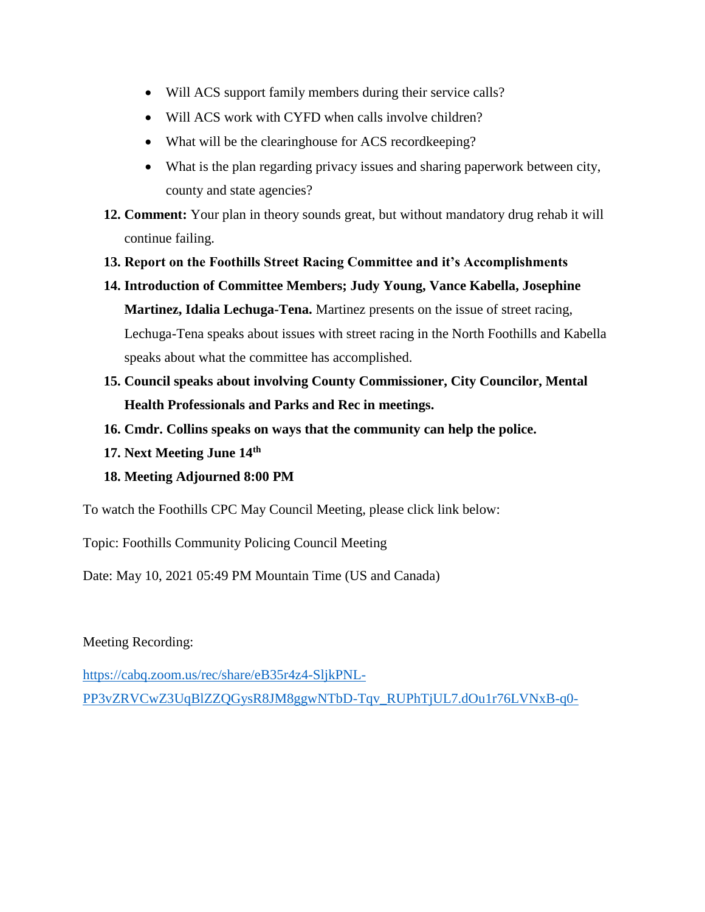- Will ACS support family members during their service calls?
- Will ACS work with CYFD when calls involve children?
- What will be the clearinghouse for ACS recordkeeping?
- What is the plan regarding privacy issues and sharing paperwork between city, county and state agencies?

12. **Comment:** Your plan in theory sounds great, but without mandatory drug rehab it will continue failing.
13. **Report on the Foothills Street Racing Committee and it's Accomplishments**
14. **Introduction of Committee Members; Judy Young, Vance Kabella, Josephine Martinez, Idalia Lechuga-Tena.** Martinez presents on the issue of street racing, Lechuga-Tena speaks about issues with street racing in the North Foothills and Kabella speaks about what the committee has accomplished.
15. **Council speaks about involving County Commissioner, City Councilor, Mental Health Professionals and Parks and Rec in meetings.**
16. **Cmdr. Collins speaks on ways that the community can help the police.**
17. **Next Meeting June 14th**
18. **Meeting Adjourned 8:00 PM**

To watch the Foothills CPC May Council Meeting, please click link below:

Topic: Foothills Community Policing Council Meeting

Date: May 10, 2021 05:49 PM Mountain Time (US and Canada)

Meeting Recording:

https://cabq.zoom.us/rec/share/eB35r4z4-SljkPNL-PP3vZRVCwZ3UqBlZZQGysR8JM8ggwNTbD-Tqv_RUPhTjUL7.dOu1r76LVNxB-q0-